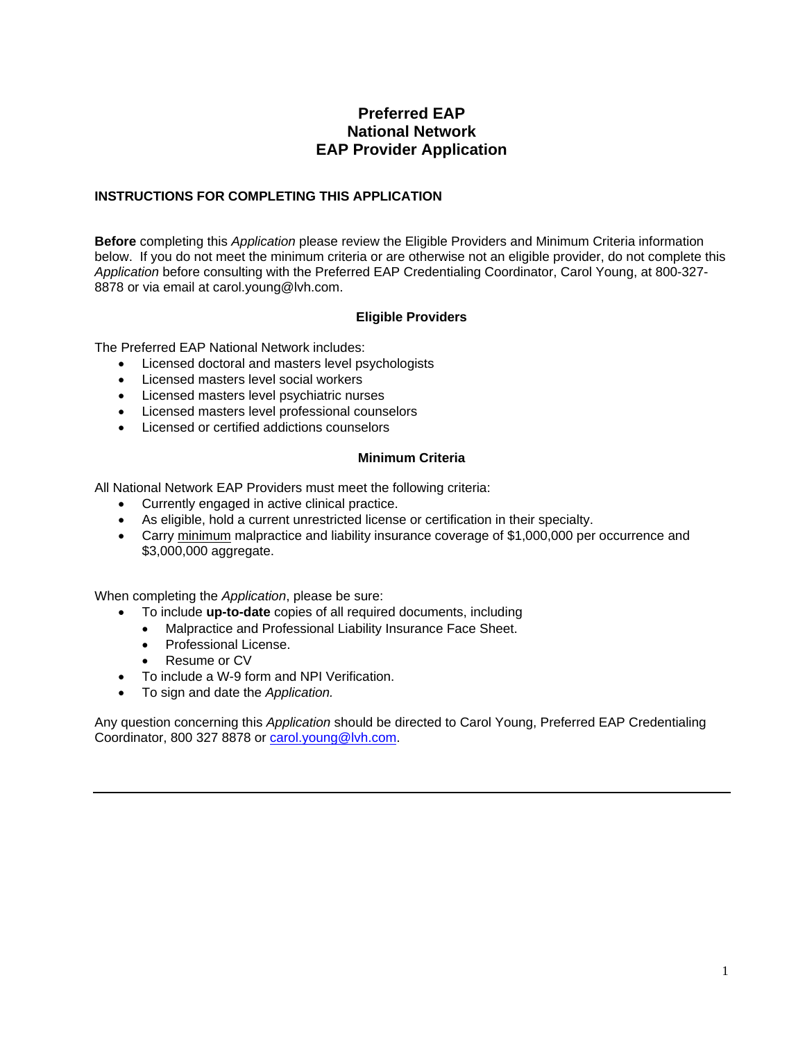# Preferred EAP
# National Network
# EAP Provider Application

## INSTRUCTIONS FOR COMPLETING THIS APPLICATION

**Before** completing this *Application* please review the Eligible Providers and Minimum Criteria information below. If you do not meet the minimum criteria or are otherwise not an eligible provider, do not complete this *Application* before consulting with the Preferred EAP Credentialing Coordinator, Carol Young, at 800-327-8878 or via email at carol.young@lvh.com.

### Eligible Providers

The Preferred EAP National Network includes:

- Licensed doctoral and masters level psychologists
- Licensed masters level social workers
- Licensed masters level psychiatric nurses
- Licensed masters level professional counselors
- Licensed or certified addictions counselors

### Minimum Criteria

All National Network EAP Providers must meet the following criteria:

- Currently engaged in active clinical practice.
- As eligible, hold a current unrestricted license or certification in their specialty.
- Carry minimum malpractice and liability insurance coverage of $1,000,000 per occurrence and $3,000,000 aggregate.

When completing the *Application*, please be sure:

- To include **up-to-date** copies of all required documents, including
  - Malpractice and Professional Liability Insurance Face Sheet.
  - Professional License.
  - Resume or CV
- To include a W-9 form and NPI Verification.
- To sign and date the *Application.*

Any question concerning this *Application* should be directed to Carol Young, Preferred EAP Credentialing Coordinator, 800 327 8878 or carol.young@lvh.com.

---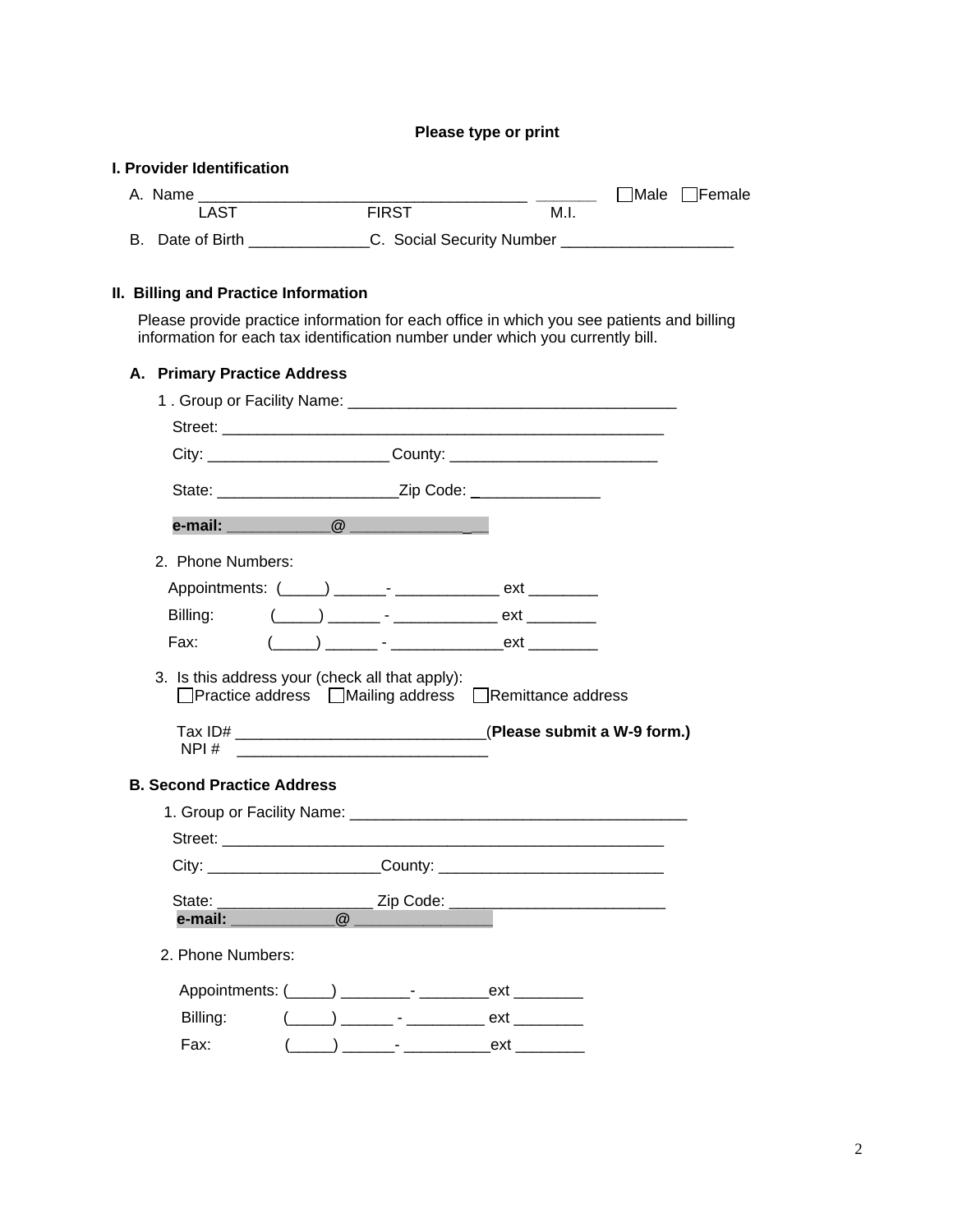**Please type or print**

**I. Provider Identification**

A. Name _____________________________________ _______ ☐Male ☐Female
LAST FIRST M.I.

B. Date of Birth ______________ C. Social Security Number ____________________

**II. Billing and Practice Information**

Please provide practice information for each office in which you see patients and billing information for each tax identification number under which you currently bill.

**A. Primary Practice Address**

1 . Group or Facility Name: ______________________________________

Street: ___________________________________________________

City: _____________________ County: ________________________

State: _____________________ Zip Code: _______________

**e-mail:** ____________@ ______________

2. Phone Numbers:

Appointments: (_____) ______- ____________ ext ________

Billing: (_____) ______ - ____________ ext ________

Fax: (_____) ______ - _____________ ext ________

3. Is this address your (check all that apply):
☐Practice address ☐Mailing address ☐Remittance address

Tax ID# ____________________________ (**Please submit a W-9 form.)**
NPI # ____________________________

**B. Second Practice Address**

1. Group or Facility Name: _______________________________________

Street: ___________________________________________________

City: ____________________ County: __________________________

State: __________________ Zip Code: _________________________
**e-mail:** ____________@ ________________

2. Phone Numbers:

Appointments: (_____) ________- ________ext ________

Billing: (_____) ______ - _________ ext ________

Fax: (_____) ______- __________ext ________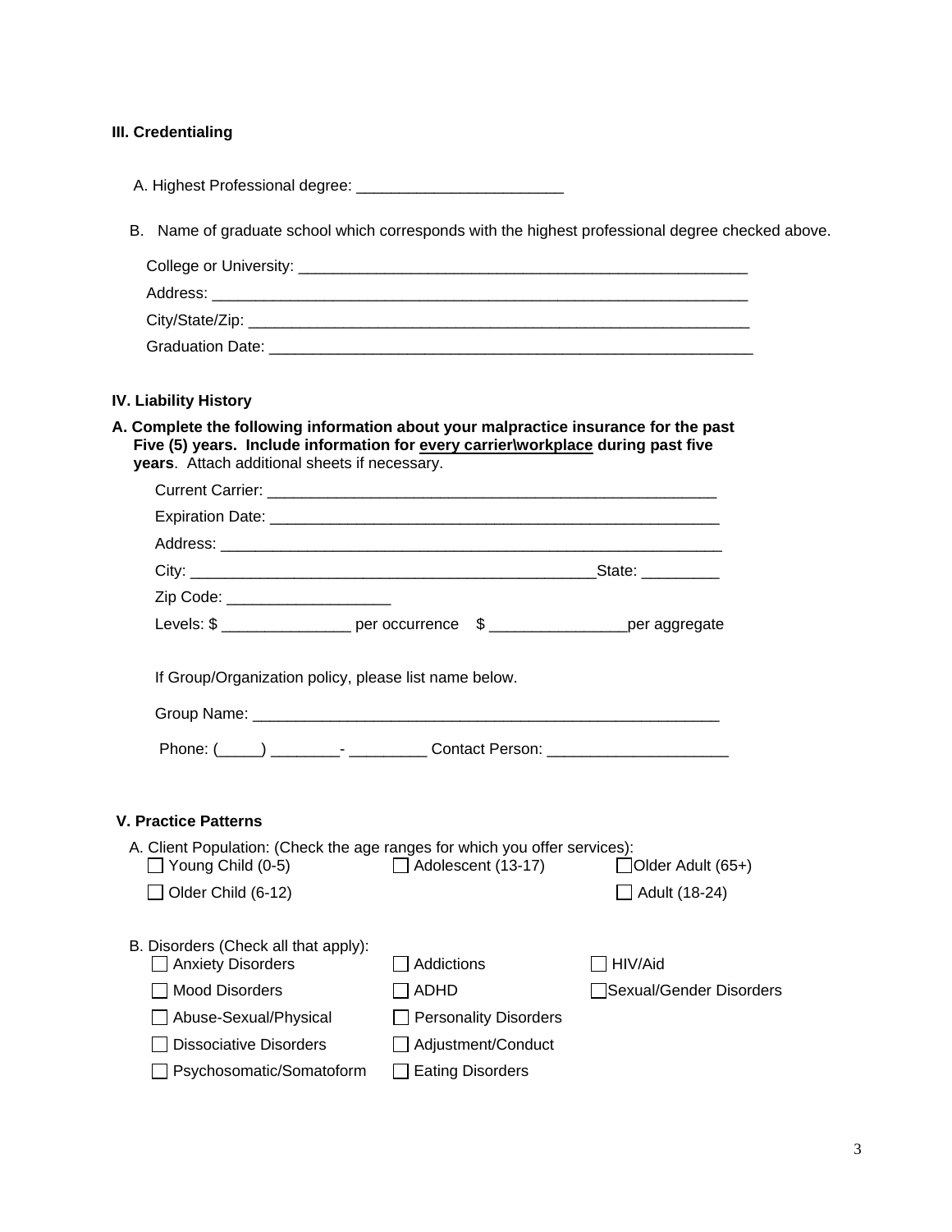**III. Credentialing**

A. Highest Professional degree: ________________________

B. Name of graduate school which corresponds with the highest professional degree checked above.

College or University: ______________________________________________________

Address: ________________________________________________________________

City/State/Zip: ___________________________________________________________

Graduation Date: _________________________________________________________

**IV. Liability History**

**A. Complete the following information about your malpractice insurance for the past Five (5) years. Include information for <u>every carrier\workplace</u> during past five years**. Attach additional sheets if necessary.

Current Carrier: ______________________________________________________

Expiration Date: ______________________________________________________

Address: _____________________________________________________________

City: ________________________________________________State: _________

Zip Code: ___________________

Levels: $ _______________ per occurrence $ ________________per aggregate

If Group/Organization policy, please list name below.

Group Name: _________________________________________________________

Phone: (_____) ________- _________ Contact Person: _____________________

**V. Practice Patterns**

A. Client Population: (Check the age ranges for which you offer services):

- ☐ Young Child (0-5)
- ☐ Older Child (6-12)
- ☐ Adolescent (13-17)
- ☐ Older Adult (65+)
- ☐ Adult (18-24)

B. Disorders (Check all that apply):

- ☐ Anxiety Disorders
- ☐ Mood Disorders
- ☐ Abuse-Sexual/Physical
- ☐ Dissociative Disorders
- ☐ Psychosomatic/Somatoform
- ☐ Addictions
- ☐ ADHD
- ☐ Personality Disorders
- ☐ Adjustment/Conduct
- ☐ Eating Disorders
- ☐ HIV/Aid
- ☐ Sexual/Gender Disorders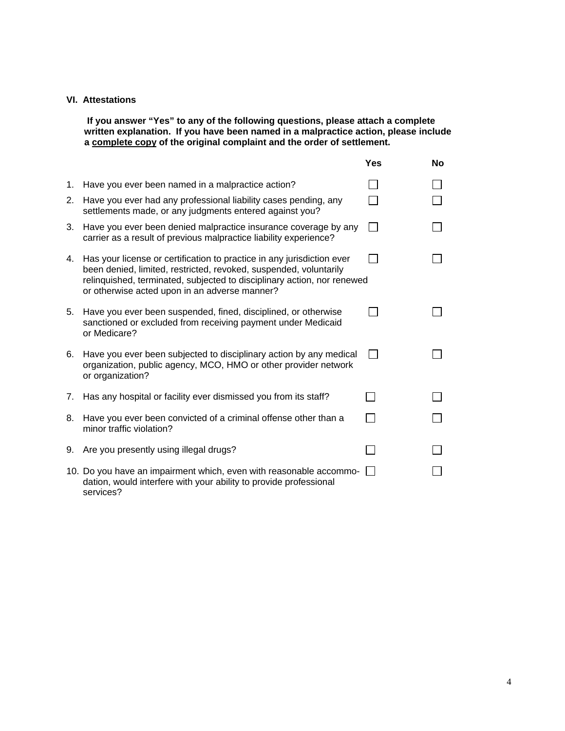## VI. Attestations

**If you answer "Yes" to any of the following questions, please attach a complete written explanation. If you have been named in a malpractice action, please include a <u>complete copy</u> of the original complaint and the order of settlement.**

| | | Yes | No |
|---|---|---|---|
| 1. | Have you ever been named in a malpractice action? | ☐ | ☐ |
| 2. | Have you ever had any professional liability cases pending, any settlements made, or any judgments entered against you? | ☐ | ☐ |
| 3. | Have you ever been denied malpractice insurance coverage by any carrier as a result of previous malpractice liability experience? | ☐ | ☐ |
| 4. | Has your license or certification to practice in any jurisdiction ever been denied, limited, restricted, revoked, suspended, voluntarily relinquished, terminated, subjected to disciplinary action, nor renewed or otherwise acted upon in an adverse manner? | ☐ | ☐ |
| 5. | Have you ever been suspended, fined, disciplined, or otherwise sanctioned or excluded from receiving payment under Medicaid or Medicare? | ☐ | ☐ |
| 6. | Have you ever been subjected to disciplinary action by any medical organization, public agency, MCO, HMO or other provider network or organization? | ☐ | ☐ |
| 7. | Has any hospital or facility ever dismissed you from its staff? | ☐ | ☐ |
| 8. | Have you ever been convicted of a criminal offense other than a minor traffic violation? | ☐ | ☐ |
| 9. | Are you presently using illegal drugs? | ☐ | ☐ |
| 10. | Do you have an impairment which, even with reasonable accommodation, would interfere with your ability to provide professional services? | ☐ | ☐ |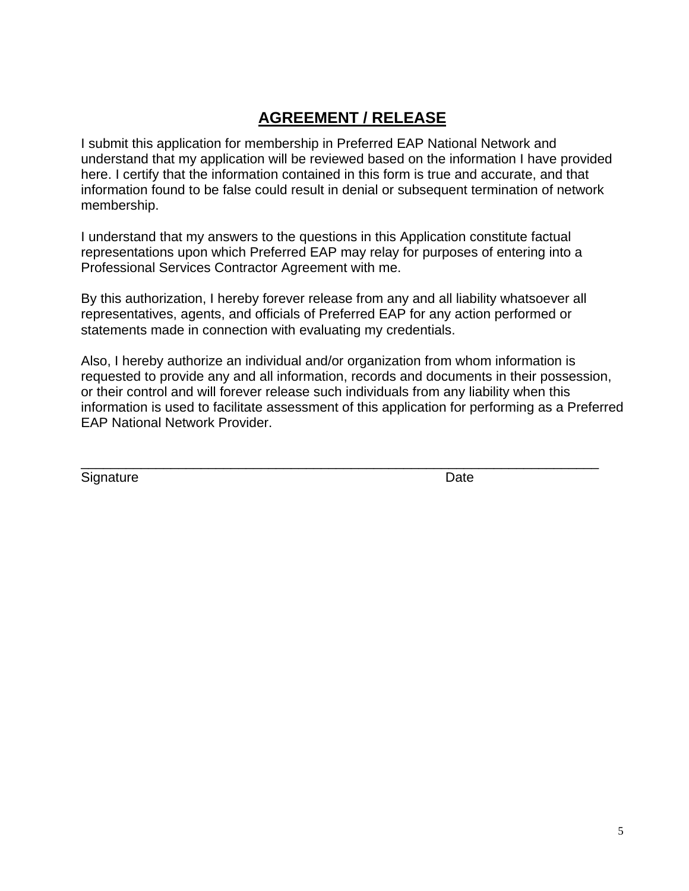## AGREEMENT / RELEASE

I submit this application for membership in Preferred EAP National Network and understand that my application will be reviewed based on the information I have provided here. I certify that the information contained in this form is true and accurate, and that information found to be false could result in denial or subsequent termination of network membership.

I understand that my answers to the questions in this Application constitute factual representations upon which Preferred EAP may relay for purposes of entering into a Professional Services Contractor Agreement with me.

By this authorization, I hereby forever release from any and all liability whatsoever all representatives, agents, and officials of Preferred EAP for any action performed or statements made in connection with evaluating my credentials.

Also, I hereby authorize an individual and/or organization from whom information is requested to provide any and all information, records and documents in their possession, or their control and will forever release such individuals from any liability when this information is used to facilitate assessment of this application for performing as a Preferred EAP National Network Provider.

______________________________________________________________________

Signature                                                                                     Date